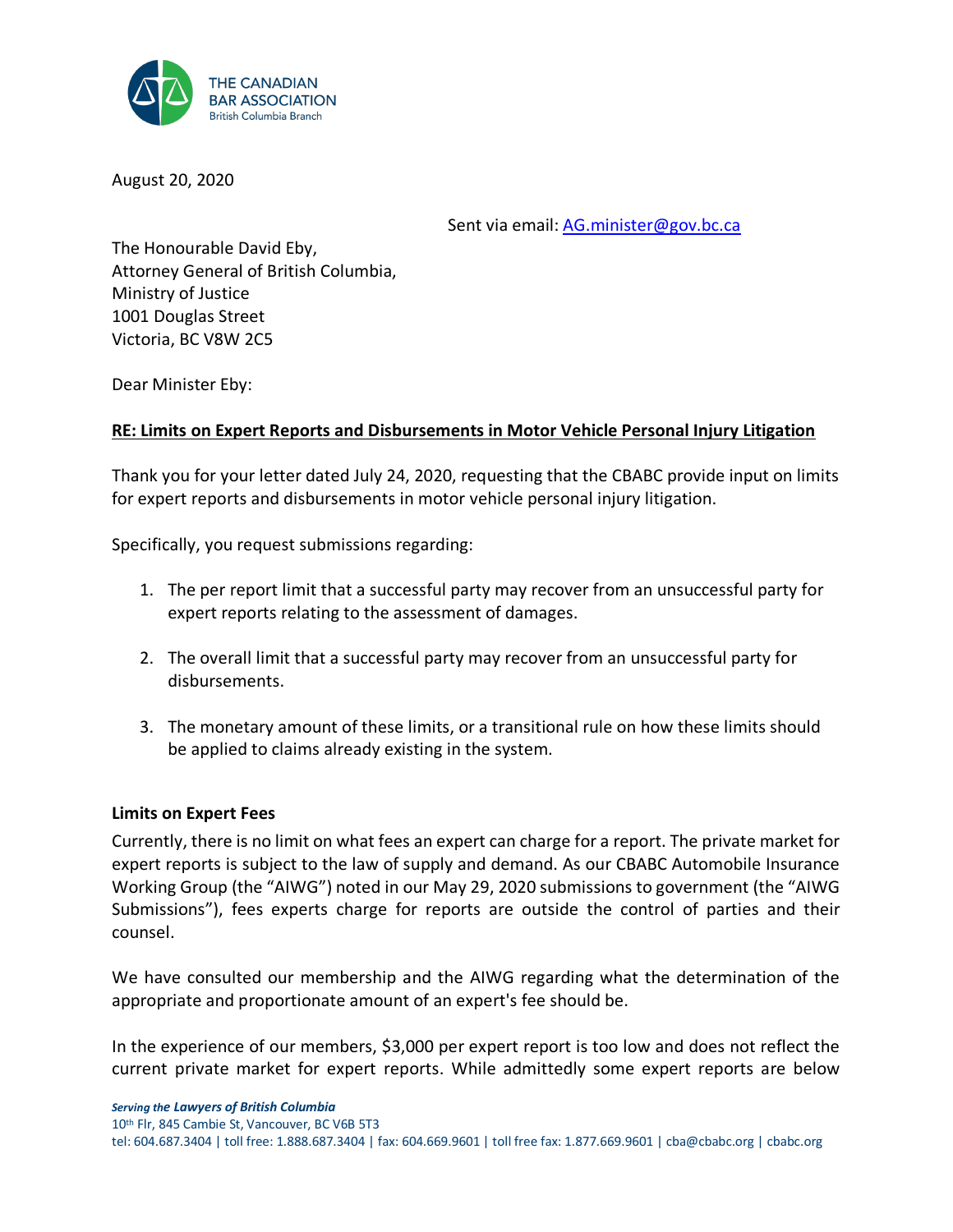THE CANADIAN BAR ASSOCIATION
British Columbia Branch

August 20, 2020

Sent via email: AG.minister@gov.bc.ca

The Honourable David Eby,
Attorney General of British Columbia,
Ministry of Justice
1001 Douglas Street
Victoria, BC V8W 2C5

Dear Minister Eby:

**RE: Limits on Expert Reports and Disbursements in Motor Vehicle Personal Injury Litigation**

Thank you for your letter dated July 24, 2020, requesting that the CBABC provide input on limits for expert reports and disbursements in motor vehicle personal injury litigation.

Specifically, you request submissions regarding:

1. The per report limit that a successful party may recover from an unsuccessful party for expert reports relating to the assessment of damages.
2. The overall limit that a successful party may recover from an unsuccessful party for disbursements.
3. The monetary amount of these limits, or a transitional rule on how these limits should be applied to claims already existing in the system.

**Limits on Expert Fees**

Currently, there is no limit on what fees an expert can charge for a report. The private market for expert reports is subject to the law of supply and demand. As our CBABC Automobile Insurance Working Group (the "AIWG") noted in our May 29, 2020 submissions to government (the "AIWG Submissions"), fees experts charge for reports are outside the control of parties and their counsel.

We have consulted our membership and the AIWG regarding what the determination of the appropriate and proportionate amount of an expert's fee should be.

In the experience of our members, $3,000 per expert report is too low and does not reflect the current private market for expert reports. While admittedly some expert reports are below

*Serving the Lawyers of British Columbia*
10th Flr, 845 Cambie St, Vancouver, BC V6B 5T3
tel: 604.687.3404 | toll free: 1.888.687.3404 | fax: 604.669.9601 | toll free fax: 1.877.669.9601 | cba@cbabc.org | cbabc.org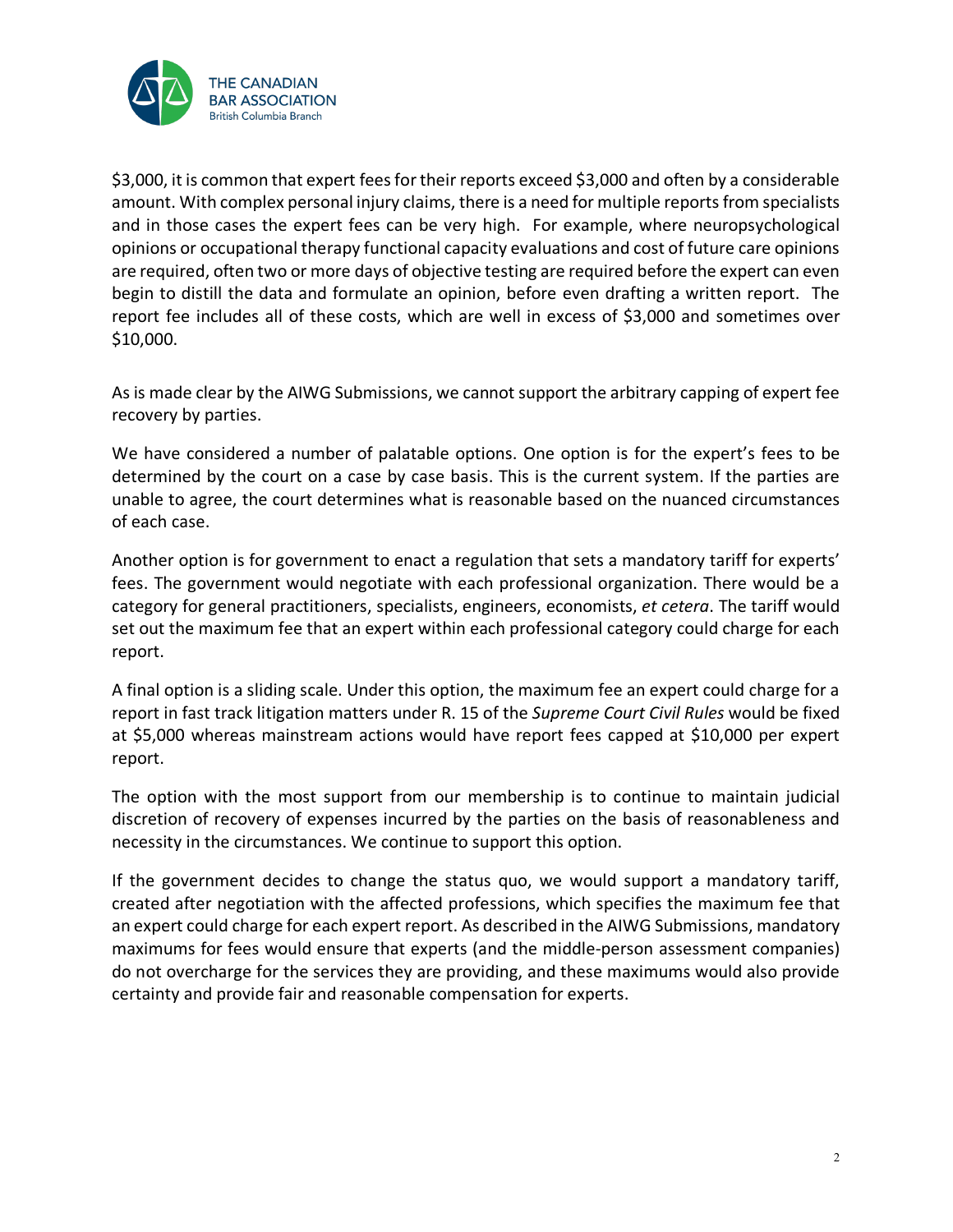$3,000, it is common that expert fees for their reports exceed $3,000 and often by a considerable amount. With complex personal injury claims, there is a need for multiple reports from specialists and in those cases the expert fees can be very high. For example, where neuropsychological opinions or occupational therapy functional capacity evaluations and cost of future care opinions are required, often two or more days of objective testing are required before the expert can even begin to distill the data and formulate an opinion, before even drafting a written report. The report fee includes all of these costs, which are well in excess of $3,000 and sometimes over $10,000.

As is made clear by the AIWG Submissions, we cannot support the arbitrary capping of expert fee recovery by parties.

We have considered a number of palatable options. One option is for the expert's fees to be determined by the court on a case by case basis. This is the current system. If the parties are unable to agree, the court determines what is reasonable based on the nuanced circumstances of each case.

Another option is for government to enact a regulation that sets a mandatory tariff for experts' fees. The government would negotiate with each professional organization. There would be a category for general practitioners, specialists, engineers, economists, *et cetera*. The tariff would set out the maximum fee that an expert within each professional category could charge for each report.

A final option is a sliding scale. Under this option, the maximum fee an expert could charge for a report in fast track litigation matters under R. 15 of the *Supreme Court Civil Rules* would be fixed at $5,000 whereas mainstream actions would have report fees capped at $10,000 per expert report.

The option with the most support from our membership is to continue to maintain judicial discretion of recovery of expenses incurred by the parties on the basis of reasonableness and necessity in the circumstances. We continue to support this option.

If the government decides to change the status quo, we would support a mandatory tariff, created after negotiation with the affected professions, which specifies the maximum fee that an expert could charge for each expert report. As described in the AIWG Submissions, mandatory maximums for fees would ensure that experts (and the middle-person assessment companies) do not overcharge for the services they are providing, and these maximums would also provide certainty and provide fair and reasonable compensation for experts.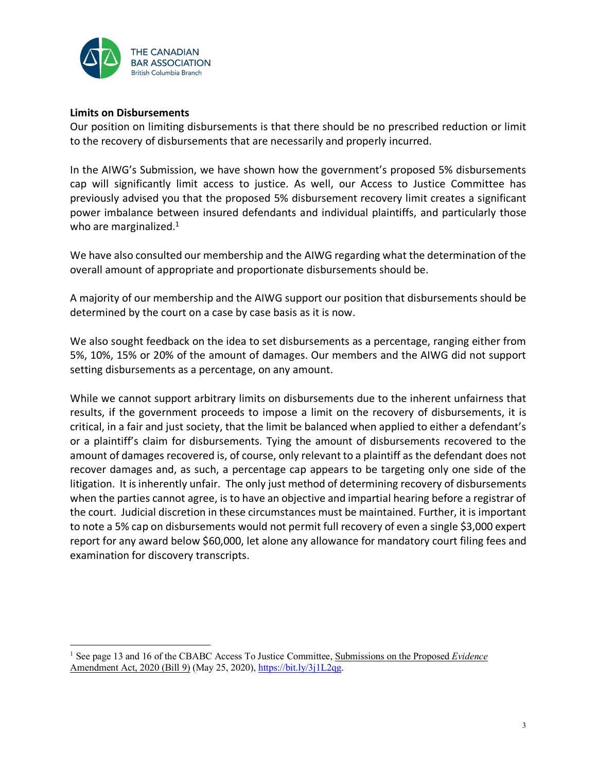**Limits on Disbursements**

Our position on limiting disbursements is that there should be no prescribed reduction or limit to the recovery of disbursements that are necessarily and properly incurred.

In the AIWG's Submission, we have shown how the government's proposed 5% disbursements cap will significantly limit access to justice. As well, our Access to Justice Committee has previously advised you that the proposed 5% disbursement recovery limit creates a significant power imbalance between insured defendants and individual plaintiffs, and particularly those who are marginalized.[1]

We have also consulted our membership and the AIWG regarding what the determination of the overall amount of appropriate and proportionate disbursements should be.

A majority of our membership and the AIWG support our position that disbursements should be determined by the court on a case by case basis as it is now.

We also sought feedback on the idea to set disbursements as a percentage, ranging either from 5%, 10%, 15% or 20% of the amount of damages. Our members and the AIWG did not support setting disbursements as a percentage, on any amount.

While we cannot support arbitrary limits on disbursements due to the inherent unfairness that results, if the government proceeds to impose a limit on the recovery of disbursements, it is critical, in a fair and just society, that the limit be balanced when applied to either a defendant's or a plaintiff's claim for disbursements. Tying the amount of disbursements recovered to the amount of damages recovered is, of course, only relevant to a plaintiff as the defendant does not recover damages and, as such, a percentage cap appears to be targeting only one side of the litigation. It is inherently unfair. The only just method of determining recovery of disbursements when the parties cannot agree, is to have an objective and impartial hearing before a registrar of the court. Judicial discretion in these circumstances must be maintained. Further, it is important to note a 5% cap on disbursements would not permit full recovery of even a single $3,000 expert report for any award below $60,000, let alone any allowance for mandatory court filing fees and examination for discovery transcripts.

---

[1] See page 13 and 16 of the CBABC Access To Justice Committee, Submissions on the Proposed *Evidence* Amendment Act, 2020 (Bill 9) (May 25, 2020), https://bit.ly/3j1L2qg.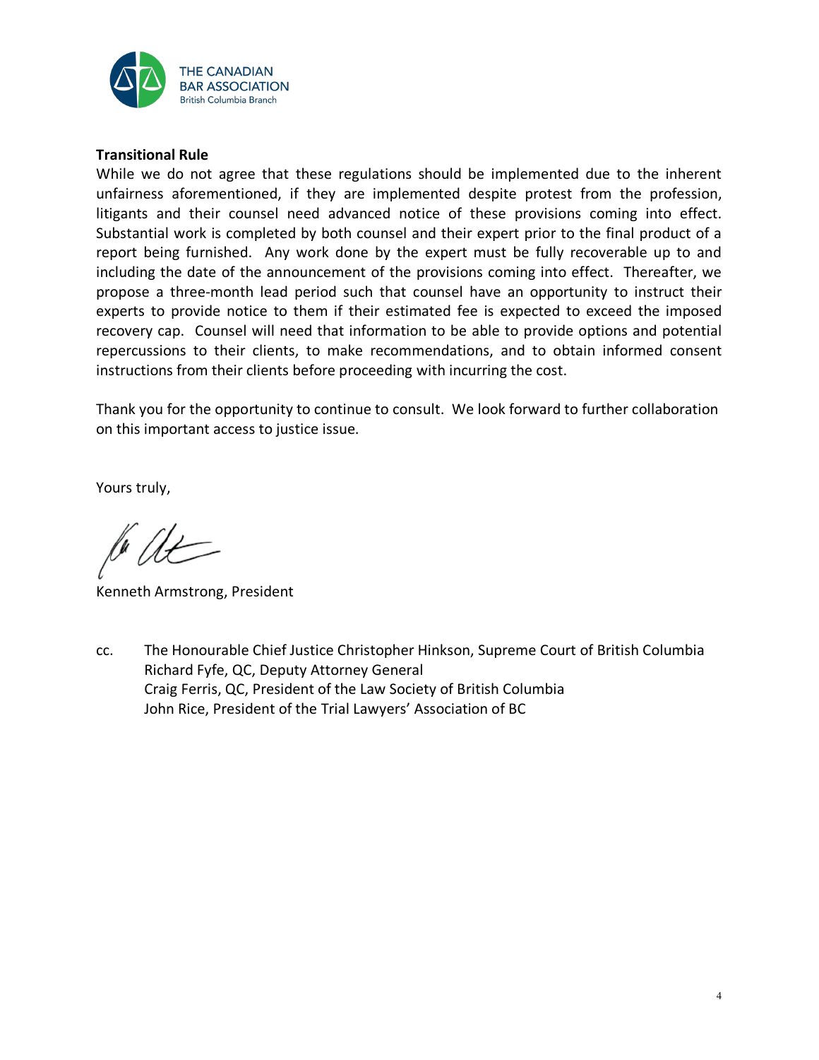**Transitional Rule**

While we do not agree that these regulations should be implemented due to the inherent unfairness aforementioned, if they are implemented despite protest from the profession, litigants and their counsel need advanced notice of these provisions coming into effect. Substantial work is completed by both counsel and their expert prior to the final product of a report being furnished. Any work done by the expert must be fully recoverable up to and including the date of the announcement of the provisions coming into effect. Thereafter, we propose a three-month lead period such that counsel have an opportunity to instruct their experts to provide notice to them if their estimated fee is expected to exceed the imposed recovery cap. Counsel will need that information to be able to provide options and potential repercussions to their clients, to make recommendations, and to obtain informed consent instructions from their clients before proceeding with incurring the cost.

Thank you for the opportunity to continue to consult. We look forward to further collaboration on this important access to justice issue.

Yours truly,

Kenneth Armstrong, President

cc. The Honourable Chief Justice Christopher Hinkson, Supreme Court of British Columbia
Richard Fyfe, QC, Deputy Attorney General
Craig Ferris, QC, President of the Law Society of British Columbia
John Rice, President of the Trial Lawyers' Association of BC